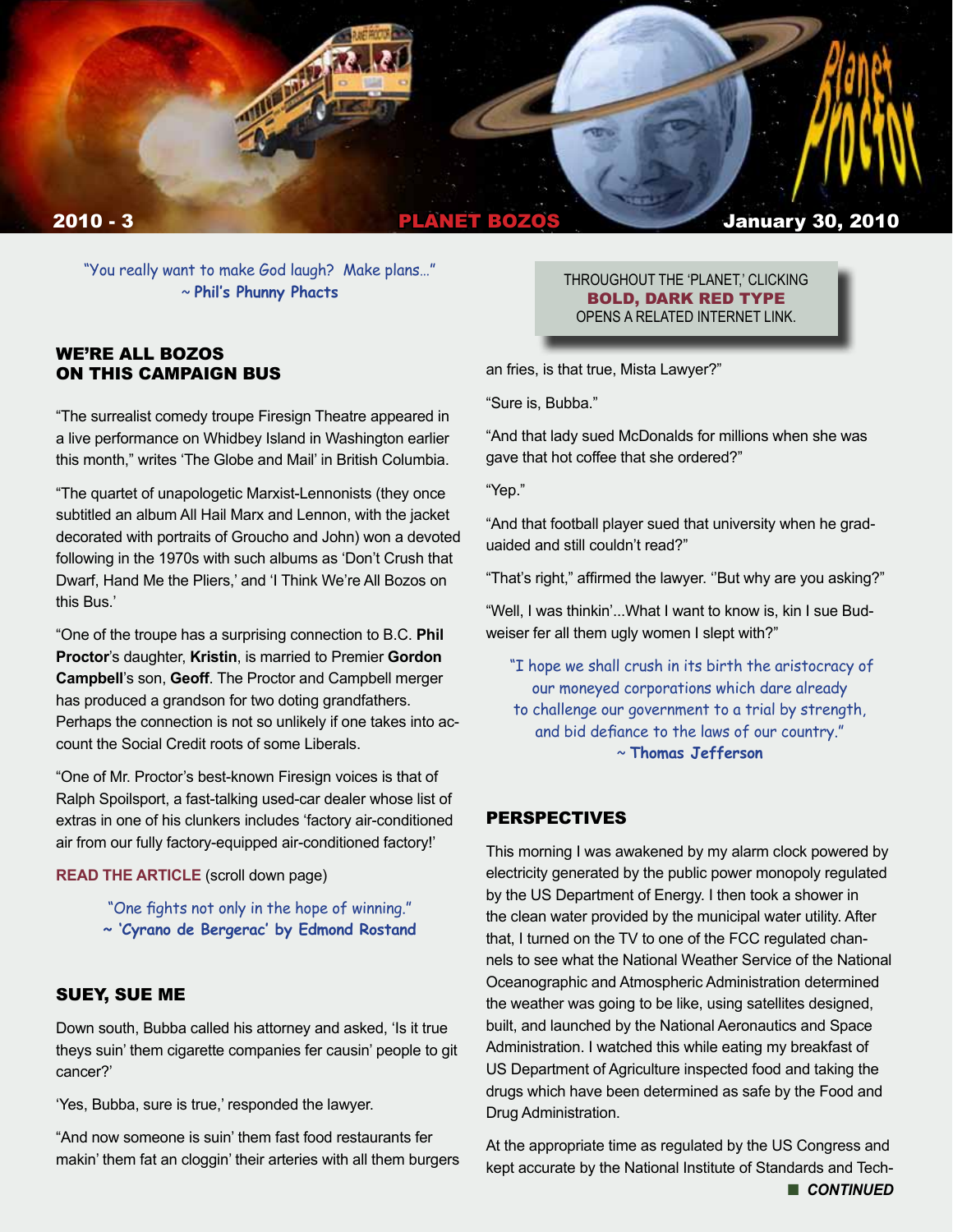2010 - 3 **PLANET BOZOS** January 30, 2010

*"You really want to make God laugh? Make plans..."*
~ **Phil's Phunny Phacts**

THROUGHOUT THE 'PLANET,' CLICKING **BOLD, DARK RED TYPE** OPENS A RELATED INTERNET LINK.

## WE'RE ALL BOZOS ON THIS CAMPAIGN BUS

"The surrealist comedy troupe Firesign Theatre appeared in a live performance on Whidbey Island in Washington earlier this month," writes 'The Globe and Mail' in British Columbia.

"The quartet of unapologetic Marxist-Lennonists (they once subtitled an album All Hail Marx and Lennon, with the jacket decorated with portraits of Groucho and John) won a devoted following in the 1970s with such albums as 'Don't Crush that Dwarf, Hand Me the Pliers,' and 'I Think We're All Bozos on this Bus.'

"One of the troupe has a surprising connection to B.C. **Phil Proctor**'s daughter, **Kristin**, is married to Premier **Gordon Campbell**'s son, **Geoff**. The Proctor and Campbell merger has produced a grandson for two doting grandfathers. Perhaps the connection is not so unlikely if one takes into account the Social Credit roots of some Liberals.

"One of Mr. Proctor's best-known Firesign voices is that of Ralph Spoilsport, a fast-talking used-car dealer whose list of extras in one of his clunkers includes 'factory air-conditioned air from our fully factory-equipped air-conditioned factory!'

**READ THE ARTICLE** (scroll down page)

*"One fights not only in the hope of winning."*
~ **'Cyrano de Bergerac' by Edmond Rostand**

## SUEY, SUE ME

Down south, Bubba called his attorney and asked, 'Is it true theys suin' them cigarette companies fer causin' people to git cancer?'

'Yes, Bubba, sure is true,' responded the lawyer.

"And now someone is suin' them fast food restaurants fer makin' them fat an cloggin' their arteries with all them burgers an fries, is that true, Mista Lawyer?"

"Sure is, Bubba."

"And that lady sued McDonalds for millions when she was gave that hot coffee that she ordered?"

"Yep."

"And that football player sued that university when he graduaided and still couldn't read?"

"That's right," affirmed the lawyer. ''But why are you asking?"

"Well, I was thinkin'...What I want to know is, kin I sue Budweiser fer all them ugly women I slept with?"

*"I hope we shall crush in its birth the aristocracy of our moneyed corporations which dare already to challenge our government to a trial by strength, and bid defiance to the laws of our country."*
~ **Thomas Jefferson**

## PERSPECTIVES

This morning I was awakened by my alarm clock powered by electricity generated by the public power monopoly regulated by the US Department of Energy. I then took a shower in the clean water provided by the municipal water utility. After that, I turned on the TV to one of the FCC regulated channels to see what the National Weather Service of the National Oceanographic and Atmospheric Administration determined the weather was going to be like, using satellites designed, built, and launched by the National Aeronautics and Space Administration. I watched this while eating my breakfast of US Department of Agriculture inspected food and taking the drugs which have been determined as safe by the Food and Drug Administration.

At the appropriate time as regulated by the US Congress and kept accurate by the National Institute of Standards and Tech-

■ ***CONTINUED***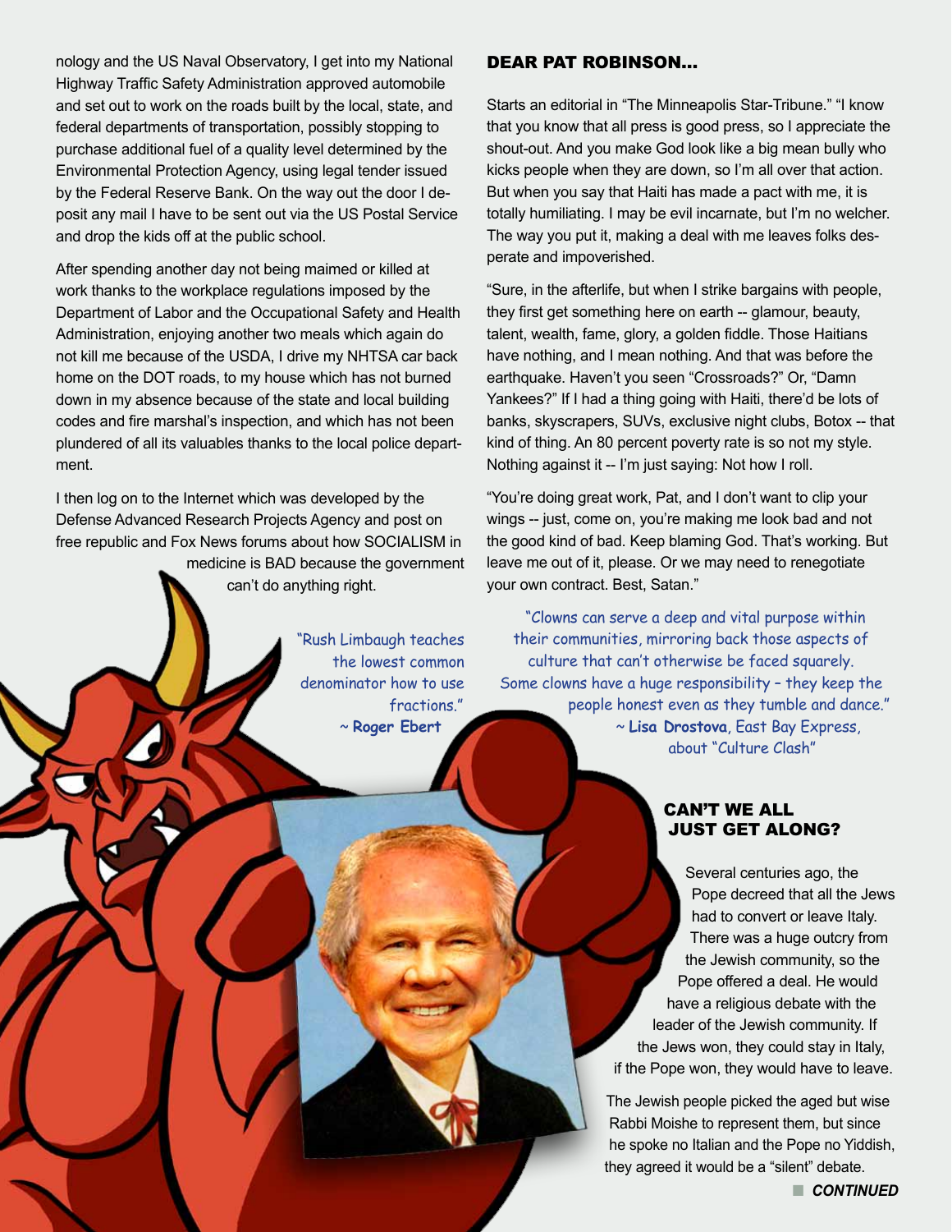nology and the US Naval Observatory, I get into my National Highway Traffic Safety Administration approved automobile and set out to work on the roads built by the local, state, and federal departments of transportation, possibly stopping to purchase additional fuel of a quality level determined by the Environmental Protection Agency, using legal tender issued by the Federal Reserve Bank. On the way out the door I deposit any mail I have to be sent out via the US Postal Service and drop the kids off at the public school.

After spending another day not being maimed or killed at work thanks to the workplace regulations imposed by the Department of Labor and the Occupational Safety and Health Administration, enjoying another two meals which again do not kill me because of the USDA, I drive my NHTSA car back home on the DOT roads, to my house which has not burned down in my absence because of the state and local building codes and fire marshal's inspection, and which has not been plundered of all its valuables thanks to the local police department.

I then log on to the Internet which was developed by the Defense Advanced Research Projects Agency and post on free republic and Fox News forums about how SOCIALISM in medicine is BAD because the government can't do anything right.

"Rush Limbaugh teaches the lowest common denominator how to use fractions."
~ **Roger Ebert**

## DEAR PAT ROBINSON...

Starts an editorial in "The Minneapolis Star-Tribune." "I know that you know that all press is good press, so I appreciate the shout-out. And you make God look like a big mean bully who kicks people when they are down, so I'm all over that action. But when you say that Haiti has made a pact with me, it is totally humiliating. I may be evil incarnate, but I'm no welcher. The way you put it, making a deal with me leaves folks desperate and impoverished.

"Sure, in the afterlife, but when I strike bargains with people, they first get something here on earth -- glamour, beauty, talent, wealth, fame, glory, a golden fiddle. Those Haitians have nothing, and I mean nothing. And that was before the earthquake. Haven't you seen "Crossroads?" Or, "Damn Yankees?" If I had a thing going with Haiti, there'd be lots of banks, skyscrapers, SUVs, exclusive night clubs, Botox -- that kind of thing. An 80 percent poverty rate is so not my style. Nothing against it -- I'm just saying: Not how I roll.

"You're doing great work, Pat, and I don't want to clip your wings -- just, come on, you're making me look bad and not the good kind of bad. Keep blaming God. That's working. But leave me out of it, please. Or we may need to renegotiate your own contract. Best, Satan."

"Clowns can serve a deep and vital purpose within their communities, mirroring back those aspects of culture that can't otherwise be faced squarely. Some clowns have a huge responsibility – they keep the people honest even as they tumble and dance."
~ **Lisa Drostova**, East Bay Express, about "Culture Clash"

## CAN'T WE ALL JUST GET ALONG?

Several centuries ago, the Pope decreed that all the Jews had to convert or leave Italy. There was a huge outcry from the Jewish community, so the Pope offered a deal. He would have a religious debate with the leader of the Jewish community. If the Jews won, they could stay in Italy, if the Pope won, they would have to leave.

The Jewish people picked the aged but wise Rabbi Moishe to represent them, but since he spoke no Italian and the Pope no Yiddish, they agreed it would be a "silent" debate.

***CONTINUED***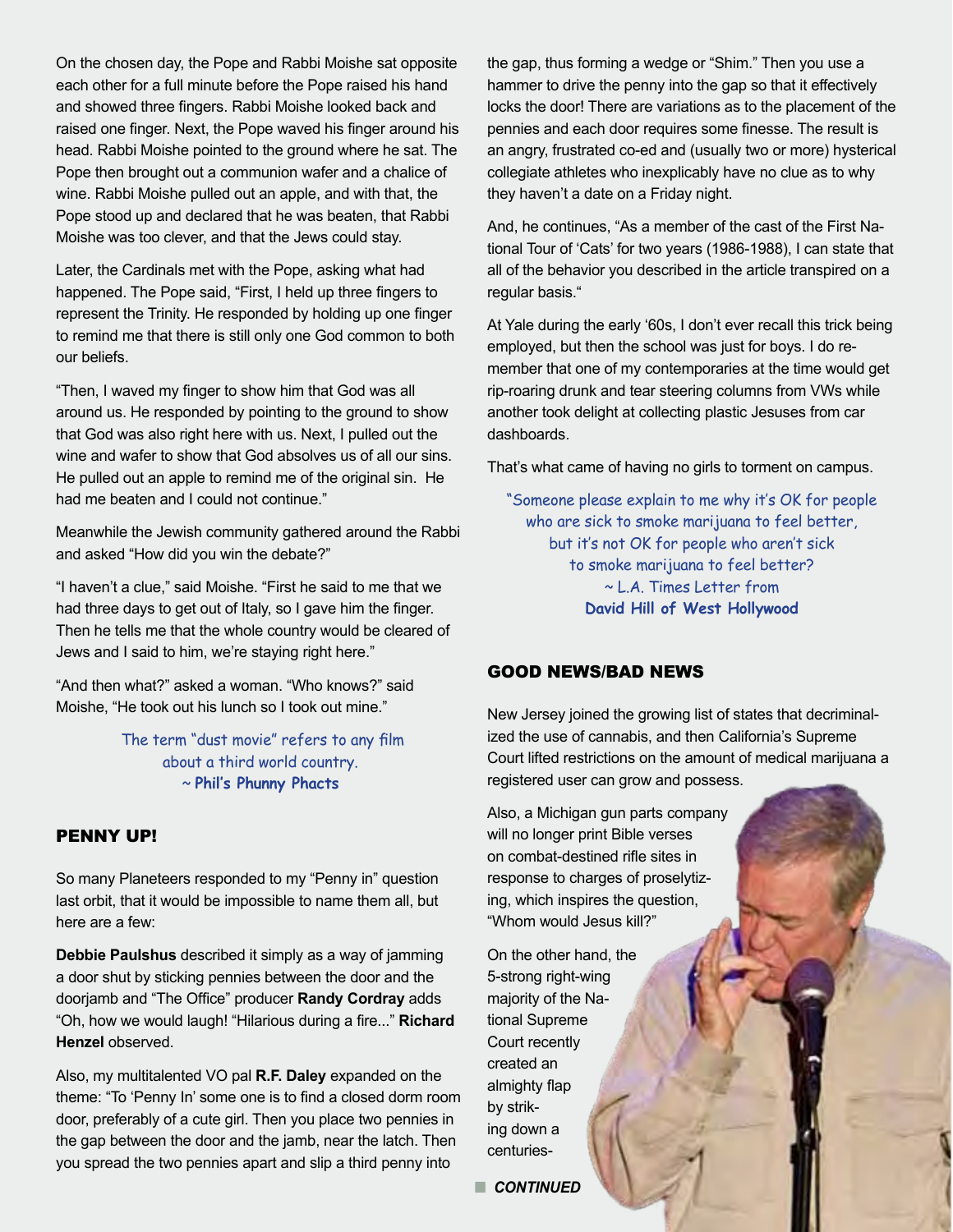On the chosen day, the Pope and Rabbi Moishe sat opposite each other for a full minute before the Pope raised his hand and showed three fingers. Rabbi Moishe looked back and raised one finger. Next, the Pope waved his finger around his head. Rabbi Moishe pointed to the ground where he sat. The Pope then brought out a communion wafer and a chalice of wine. Rabbi Moishe pulled out an apple, and with that, the Pope stood up and declared that he was beaten, that Rabbi Moishe was too clever, and that the Jews could stay.

Later, the Cardinals met with the Pope, asking what had happened. The Pope said, "First, I held up three fingers to represent the Trinity. He responded by holding up one finger to remind me that there is still only one God common to both our beliefs.

"Then, I waved my finger to show him that God was all around us. He responded by pointing to the ground to show that God was also right here with us. Next, I pulled out the wine and wafer to show that God absolves us of all our sins. He pulled out an apple to remind me of the original sin. He had me beaten and I could not continue."

Meanwhile the Jewish community gathered around the Rabbi and asked "How did you win the debate?"

"I haven't a clue," said Moishe. "First he said to me that we had three days to get out of Italy, so I gave him the finger. Then he tells me that the whole country would be cleared of Jews and I said to him, we're staying right here."

"And then what?" asked a woman. "Who knows?" said Moishe, "He took out his lunch so I took out mine."

> The term "dust movie" refers to any film about a third world country.
> ~ **Phil's Phunny Phacts**

## PENNY UP!

So many Planeteers responded to my "Penny in" question last orbit, that it would be impossible to name them all, but here are a few:

**Debbie Paulshus** described it simply as a way of jamming a door shut by sticking pennies between the door and the doorjamb and "The Office" producer **Randy Cordray** adds "Oh, how we would laugh! "Hilarious during a fire..." **Richard Henzel** observed.

Also, my multitalented VO pal **R.F. Daley** expanded on the theme: "To 'Penny In' some one is to find a closed dorm room door, preferably of a cute girl. Then you place two pennies in the gap between the door and the jamb, near the latch. Then you spread the two pennies apart and slip a third penny into the gap, thus forming a wedge or "Shim." Then you use a hammer to drive the penny into the gap so that it effectively locks the door! There are variations as to the placement of the pennies and each door requires some finesse. The result is an angry, frustrated co-ed and (usually two or more) hysterical collegiate athletes who inexplicably have no clue as to why they haven't a date on a Friday night.

And, he continues, "As a member of the cast of the First National Tour of 'Cats' for two years (1986-1988), I can state that all of the behavior you described in the article transpired on a regular basis."

At Yale during the early '60s, I don't ever recall this trick being employed, but then the school was just for boys. I do remember that one of my contemporaries at the time would get rip-roaring drunk and tear steering columns from VWs while another took delight at collecting plastic Jesuses from car dashboards.

That's what came of having no girls to torment on campus.

> "Someone please explain to me why it's OK for people who are sick to smoke marijuana to feel better, but it's not OK for people who aren't sick to smoke marijuana to feel better?
> ~ L.A. Times Letter from **David Hill of West Hollywood**

## GOOD NEWS/BAD NEWS

New Jersey joined the growing list of states that decriminalized the use of cannabis, and then California's Supreme Court lifted restrictions on the amount of medical marijuana a registered user can grow and possess.

Also, a Michigan gun parts company will no longer print Bible verses on combat-destined rifle sites in response to charges of proselytizing, which inspires the question, "Whom would Jesus kill?"

On the other hand, the 5-strong right-wing majority of the National Supreme Court recently created an almighty flap by striking down a centuries-

***CONTINUED***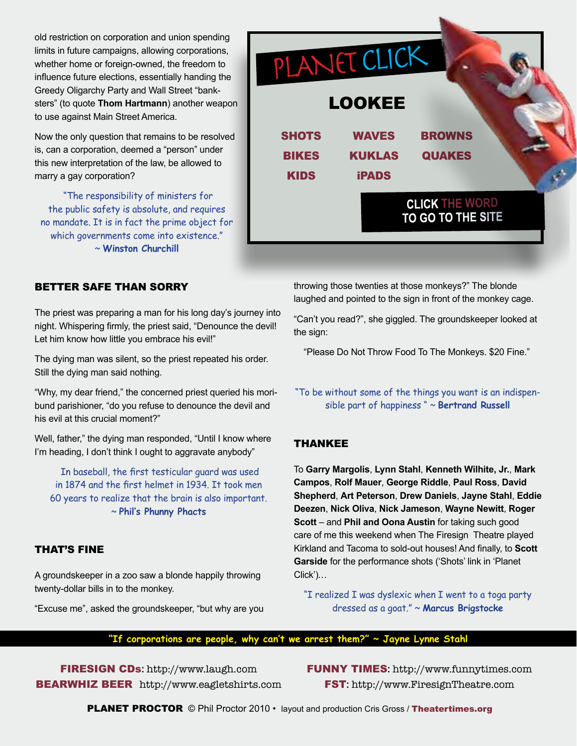old restriction on corporation and union spending limits in future campaigns, allowing corporations, whether home or foreign-owned, the freedom to influence future elections, essentially handing the Greedy Oligarchy Party and Wall Street "banksters" (to quote **Thom Hartmann**) another weapon to use against Main Street America.

Now the only question that remains to be resolved is, can a corporation, deemed a "person" under this new interpretation of the law, be allowed to marry a gay corporation?

"The responsibility of ministers for the public safety is absolute, and requires no mandate. It is in fact the prime object for which governments come into existence." ~ **Winston Churchill**

PLANET CLICK

## LOOKEE

SHOTS  WAVES  BROWNS
BIKES  KUKLAS  QUAKES
KIDS  iPADS

CLICK THE WORD TO GO TO THE SITE

## BETTER SAFE THAN SORRY

The priest was preparing a man for his long day's journey into night. Whispering firmly, the priest said, "Denounce the devil! Let him know how little you embrace his evil!"

The dying man was silent, so the priest repeated his order. Still the dying man said nothing.

"Why, my dear friend," the concerned priest queried his moribund parishioner, "do you refuse to denounce the devil and his evil at this crucial moment?"

Well, father," the dying man responded, "Until I know where I'm heading, I don't think I ought to aggravate anybody"

In baseball, the first testicular guard was used in 1874 and the first helmet in 1934. It took men 60 years to realize that the brain is also important. ~ **Phil's Phunny Phacts**

## THAT'S FINE

A groundskeeper in a zoo saw a blonde happily throwing twenty-dollar bills in to the monkey.

"Excuse me", asked the groundskeeper, "but why are you throwing those twenties at those monkeys?" The blonde laughed and pointed to the sign in front of the monkey cage.

"Can't you read?", she giggled. The groundskeeper looked at the sign:

"Please Do Not Throw Food To The Monkeys. $20 Fine."

"To be without some of the things you want is an indispensible part of happiness " ~ **Bertrand Russell**

## THANKEE

To **Garry Margolis**, **Lynn Stahl**, **Kenneth Wilhite, Jr.**, **Mark Campos**, **Rolf Mauer**, **George Riddle**, **Paul Ross**, **David Shepherd**, **Art Peterson**, **Drew Daniels**, **Jayne Stahl**, **Eddie Deezen**, **Nick Oliva**, **Nick Jameson**, **Wayne Newitt**, **Roger Scott** – and **Phil and Oona Austin** for taking such good care of me this weekend when The Firesign Theatre played Kirkland and Tacoma to sold-out houses! And finally, to **Scott Garside** for the performance shots ('Shots' link in 'Planet Click')…

"I realized I was dyslexic when I went to a toga party dressed as a goat." ~ **Marcus Brigstocke**

**"If corporations are people, why can't we arrest them?" ~ Jayne Lynne Stahl**

**FIRESIGN CDs**: http://www.laugh.com
**BEARWHIZ BEER** http://www.eagletshirts.com
**FUNNY TIMES**: http://www.funnytimes.com
**FST**: http://www.FiresignTheatre.com

**PLANET PROCTOR** © Phil Proctor 2010 • layout and production Cris Gross / **Theatertimes.org**